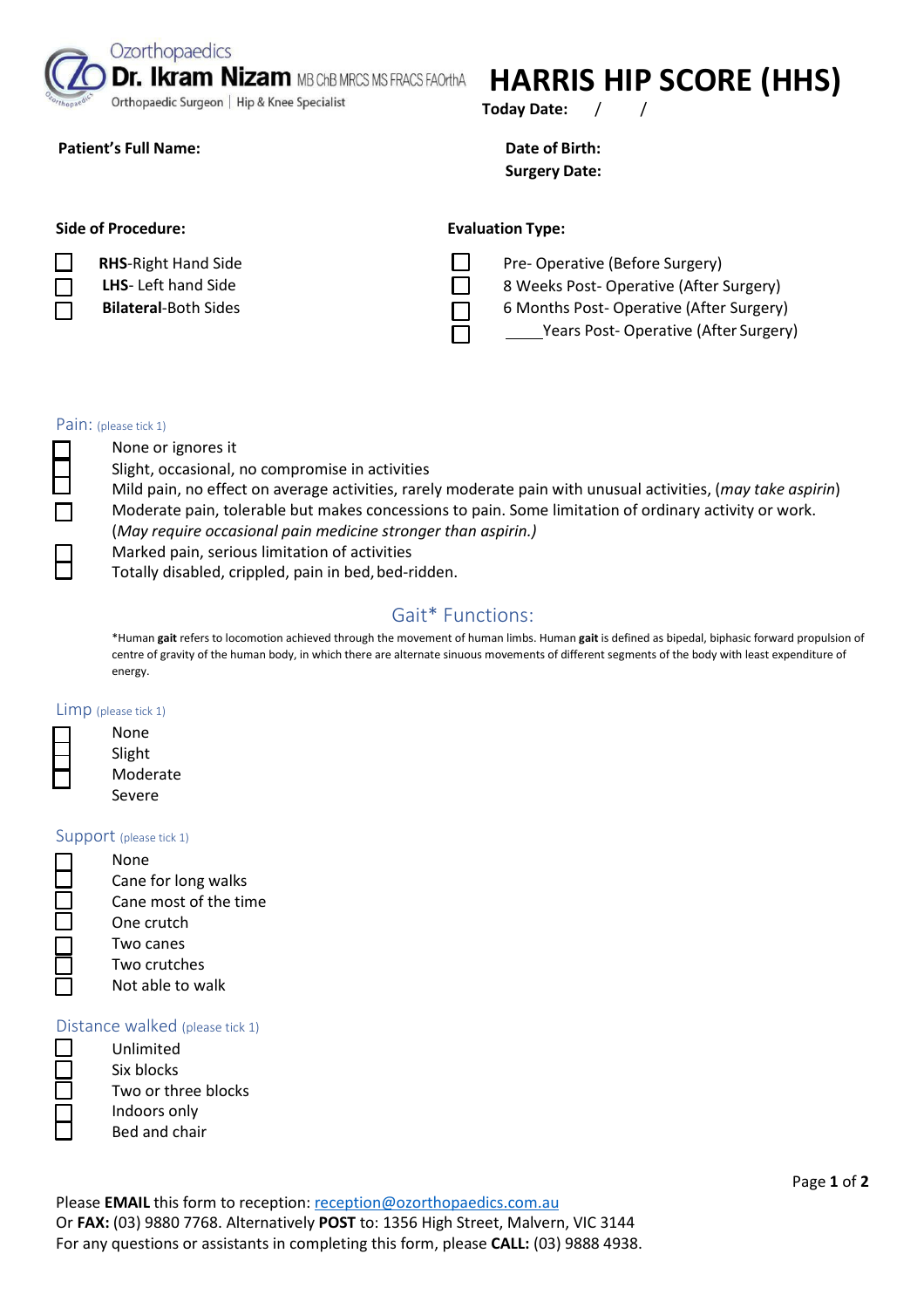Ozorthopaedics
**Dr. Ikram Nizam** MB ChB MRCS MS FRACS FAOrthA
Orthopaedic Surgeon | Hip & Knee Specialist

# HARRIS HIP SCORE (HHS)

**Today Date:** / /

**Patient's Full Name:**

**Date of Birth:**

**Surgery Date:**

**Side of Procedure:**

- ☐ **RHS**-Right Hand Side
- ☐ **LHS**- Left hand Side
- ☐ **Bilateral**-Both Sides

**Evaluation Type:**

- ☐ Pre- Operative (Before Surgery)
- ☐ 8 Weeks Post- Operative (After Surgery)
- ☐ 6 Months Post- Operative (After Surgery)
- ☐ _____Years Post- Operative (After Surgery)

## Pain: (please tick 1)

- ☐ None or ignores it
- ☐ Slight, occasional, no compromise in activities
- ☐ Mild pain, no effect on average activities, rarely moderate pain with unusual activities, (*may take aspirin*)
- ☐ Moderate pain, tolerable but makes concessions to pain. Some limitation of ordinary activity or work. (*May require occasional pain medicine stronger than aspirin.)*
- ☐ Marked pain, serious limitation of activities
- ☐ Totally disabled, crippled, pain in bed, bed-ridden.

## Gait* Functions:

*Human **gait** refers to locomotion achieved through the movement of human limbs. Human **gait** is defined as bipedal, biphasic forward propulsion of centre of gravity of the human body, in which there are alternate sinuous movements of different segments of the body with least expenditure of energy.

### Limp (please tick 1)

- ☐ None
- ☐ Slight
- ☐ Moderate
- ☐ Severe

### Support (please tick 1)

- ☐ None
- ☐ Cane for long walks
- ☐ Cane most of the time
- ☐ One crutch
- ☐ Two canes
- ☐ Two crutches
- ☐ Not able to walk

### Distance walked (please tick 1)

- ☐ Unlimited
- ☐ Six blocks
- ☐ Two or three blocks
- ☐ Indoors only
- ☐ Bed and chair

Please **EMAIL** this form to reception: reception@ozorthopaedics.com.au
Or **FAX:** (03) 9880 7768. Alternatively **POST** to: 1356 High Street, Malvern, VIC 3144
For any questions or assistants in completing this form, please **CALL:** (03) 9888 4938.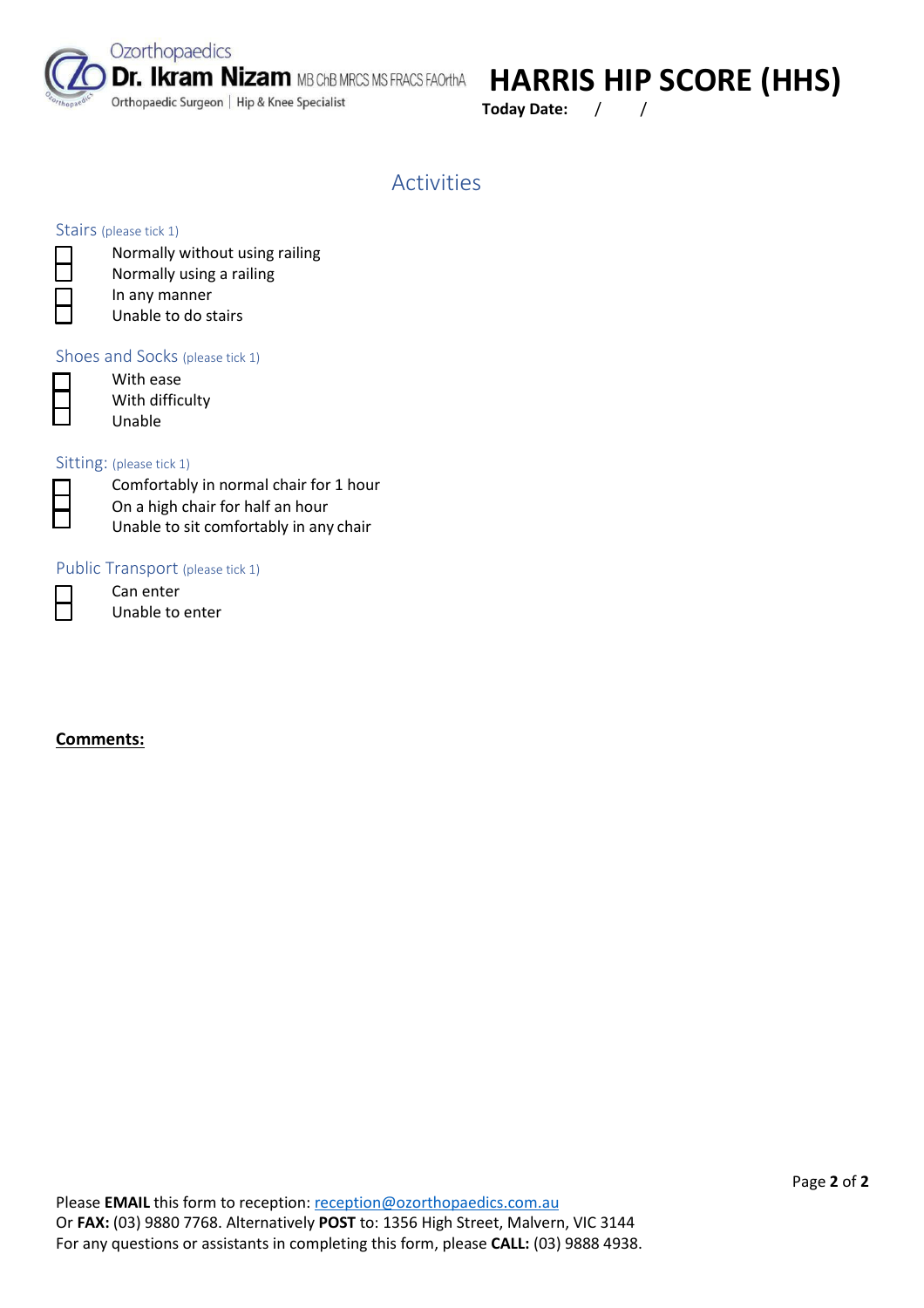Ozorthopaedics
**Dr. Ikram Nizam** MB ChB MRCS MS FRACS FAOrthA
Orthopaedic Surgeon | Hip & Knee Specialist

# HARRIS HIP SCORE (HHS)

**Today Date:** / /

## Activities

### Stairs (please tick 1)

- ☐ Normally without using railing
- ☐ Normally using a railing
- ☐ In any manner
- ☐ Unable to do stairs

### Shoes and Socks (please tick 1)

- ☐ With ease
- ☐ With difficulty
- ☐ Unable

### Sitting: (please tick 1)

- ☐ Comfortably in normal chair for 1 hour
- ☐ On a high chair for half an hour
- ☐ Unable to sit comfortably in any chair

### Public Transport (please tick 1)

- ☐ Can enter
- ☐ Unable to enter

**Comments:**

Please **EMAIL** this form to reception: reception@ozorthopaedics.com.au
Or **FAX:** (03) 9880 7768. Alternatively **POST** to: 1356 High Street, Malvern, VIC 3144
For any questions or assistants in completing this form, please **CALL:** (03) 9888 4938.